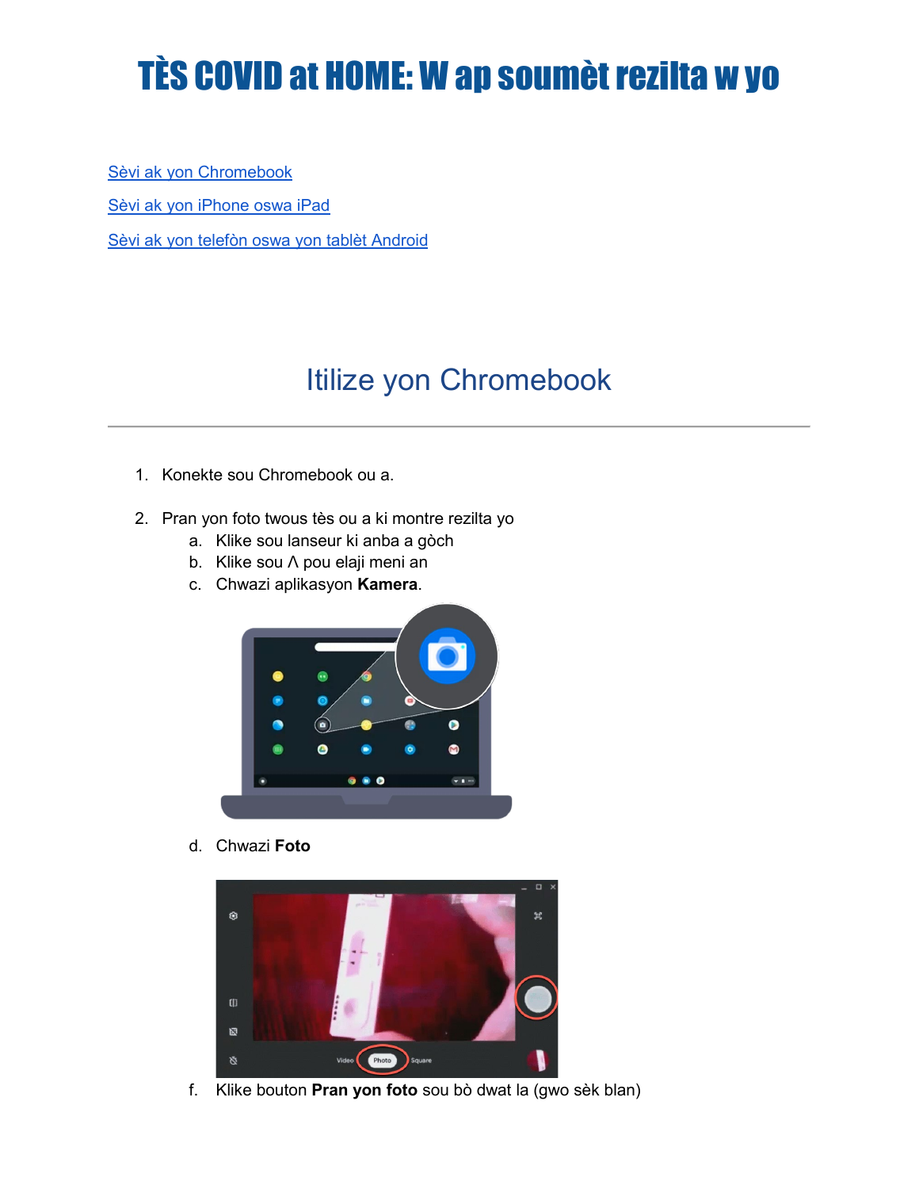# TÈS COVID at HOME: W ap soumèt rezilta w yo

[Sèvi ak yon Chromebook]

[Sèvi ak yon iPhone oswa iPad]

[Sèvi ak yon telefòn oswa yon tablèt Android]

## Itilize yon Chromebook

---

1. Konekte sou Chromebook ou a.

2. Pran yon foto twous tès ou a ki montre rezilta yo
   a. Klike sou lanseur ki anba a gòch
   b. Klike sou Λ pou elaji meni an
   c. Chwazi aplikasyon **Kamera**.

   d. Chwazi **Foto**

   f. Klike bouton **Pran yon foto** sou bò dwat la (gwo sèk blan)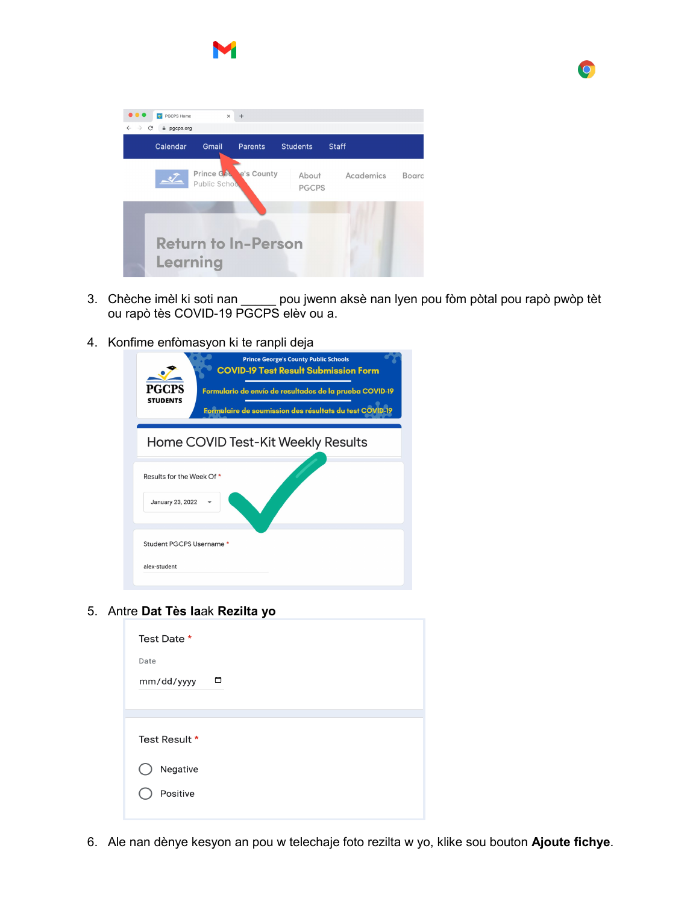3. Chèche imèl ki soti nan _____ pou jwenn aksè nan lyen pou fòm pòtal pou rapò pwòp tèt ou rapò tès COVID-19 PGCPS elèv ou a.

4. Konfime enfòmasyon ki te ranpli deja

5. Antre **Dat Tès la**ak **Rezilta yo**

6. Ale nan dènye kesyon an pou w telechaje foto rezilta w yo, klike sou bouton **Ajoute fichye**.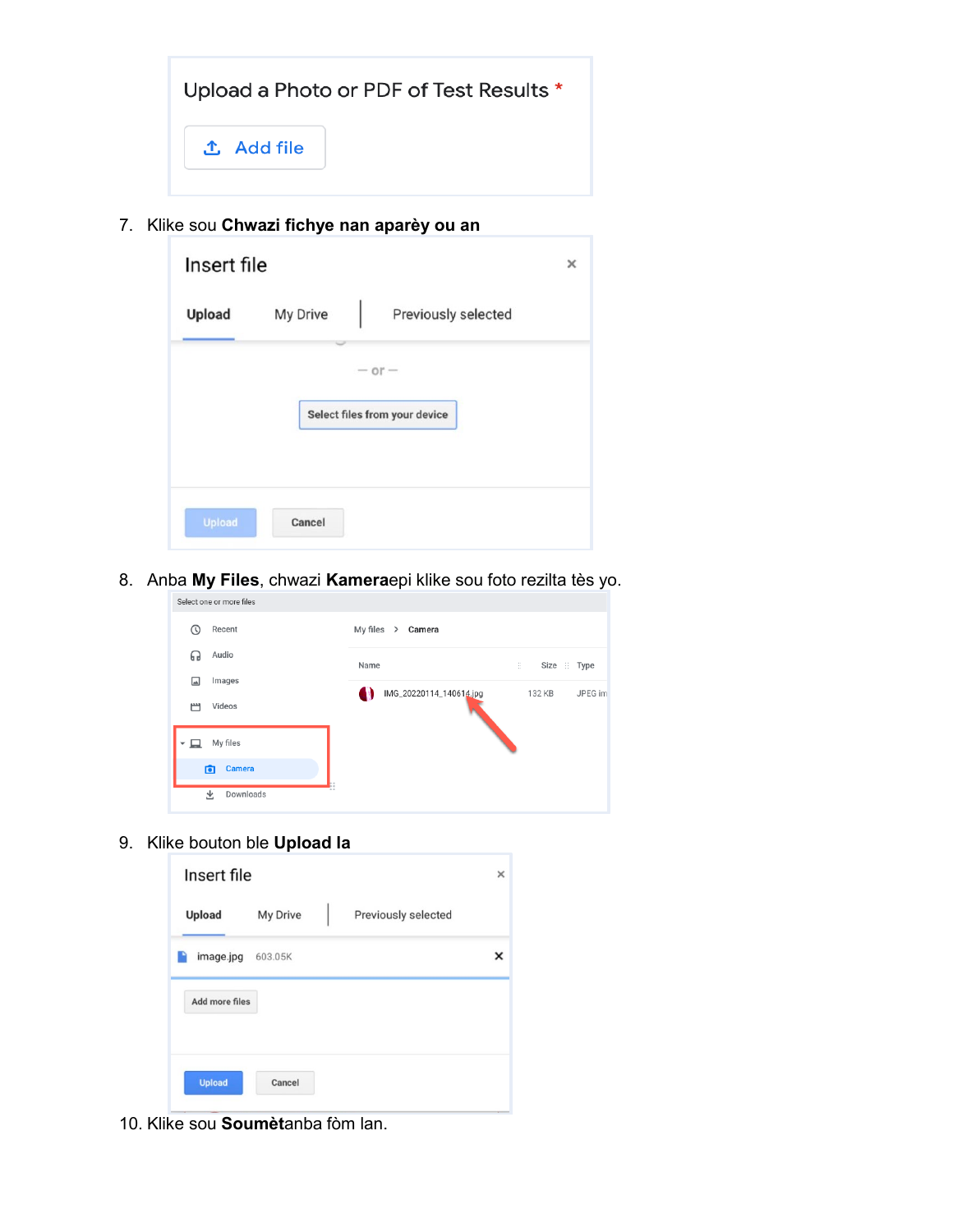7. Klike sou **Chwazi fichye nan aparèy ou an**

8. Anba **My Files**, chwazi **Kamera**epi klike sou foto rezilta tès yo.

9. Klike bouton ble **Upload la**

10. Klike sou **Soumèt**anba fòm lan.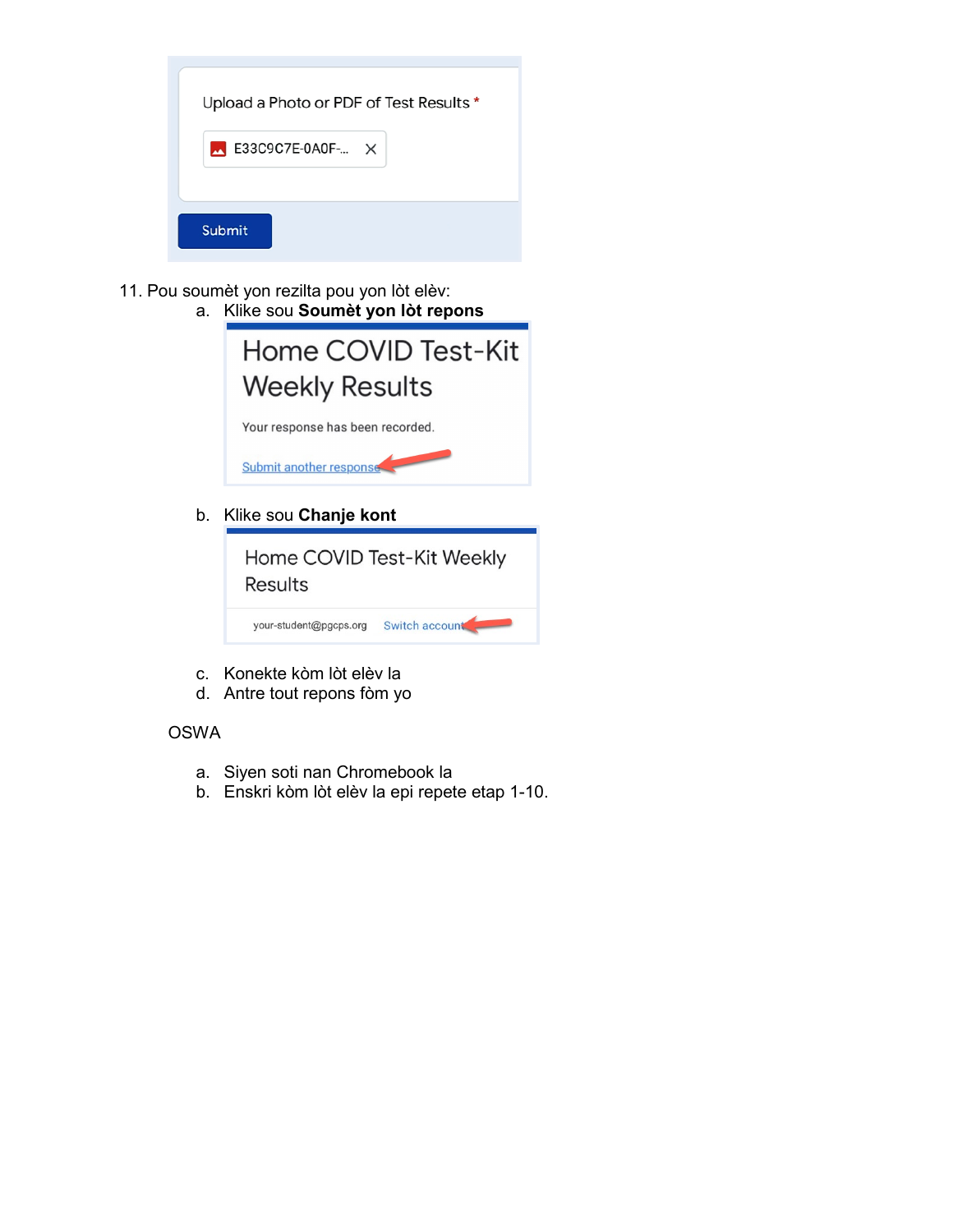Upload a Photo or PDF of Test Results *

E33C9C7E-0A0F-...

Submit

11. Pou soumèt yon rezilta pou yon lòt elèv:
    a. Klike sou **Soumèt yon lòt repons**

       Home COVID Test-Kit Weekly Results

       Your response has been recorded.

       Submit another response

    b. Klike sou **Chanje kont**

       Home COVID Test-Kit Weekly Results

       your-student@pgcps.org Switch account

    c. Konekte kòm lòt elèv la
    d. Antre tout repons fòm yo

OSWA

a. Siyen soti nan Chromebook la
b. Enskri kòm lòt elèv la epi repete etap 1-10.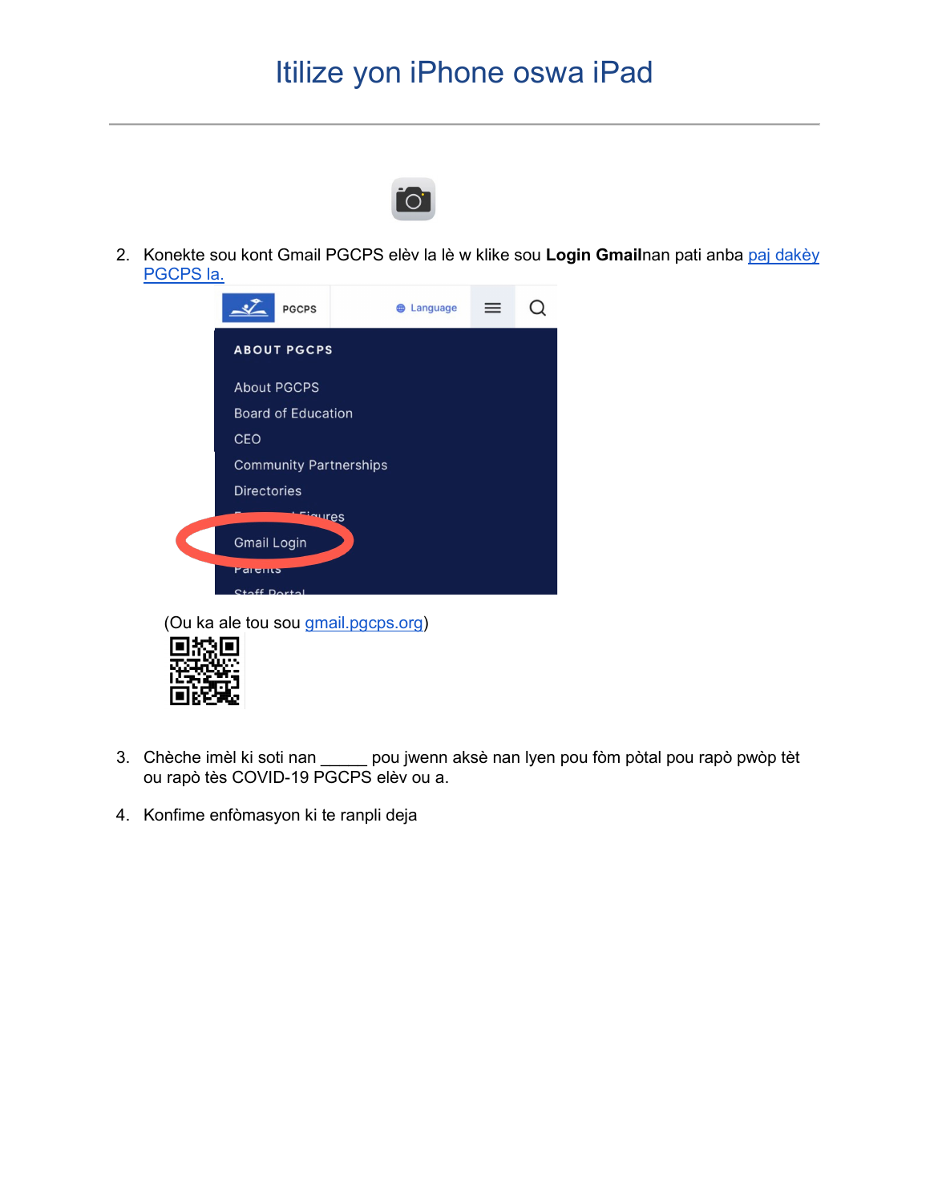# Itilize yon iPhone oswa iPad

2. Konekte sou kont Gmail PGCPS elèv la lè w klike sou **Login Gmail**nan pati anba [paj dakèy PGCPS la.]

   (Ou ka ale tou sou [gmail.pgcps.org])

3. Chèche imèl ki soti nan _____ pou jwenn aksè nan lyen pou fòm pòtal pou rapò pwòp tèt ou rapò tès COVID-19 PGCPS elèv ou a.

4. Konfime enfòmasyon ki te ranpli deja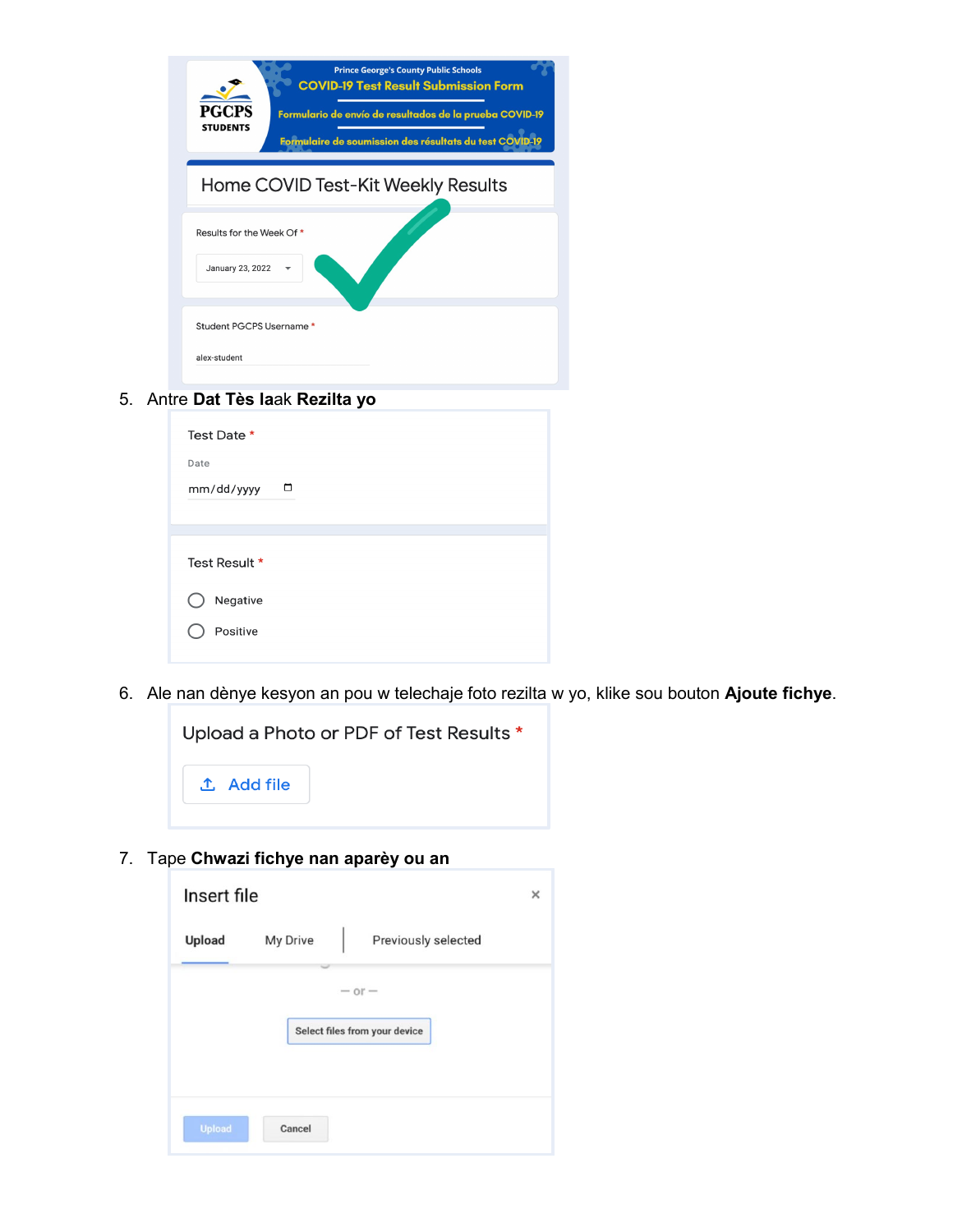Prince George's County Public Schools
COVID-19 Test Result Submission Form
Formulario de envío de resultados de la prueba COVID-19
Formulaire de soumission des résultats du test COVID-19

PGCPS STUDENTS

Home COVID Test-Kit Weekly Results

Results for the Week Of *

January 23, 2022

Student PGCPS Username *

alex-student

5. Antre **Dat Tès la**ak **Rezilta yo**

Test Date *

Date

mm/dd/yyyy

Test Result *

Negative

Positive

6. Ale nan dènye kesyon an pou w telechaje foto rezilta w yo, klike sou bouton **Ajoute fichye**.

Upload a Photo or PDF of Test Results *

Add file

7. Tape **Chwazi fichye nan aparèy ou an**

Insert file

Upload | My Drive | Previously selected

— or —

Select files from your device

Upload | Cancel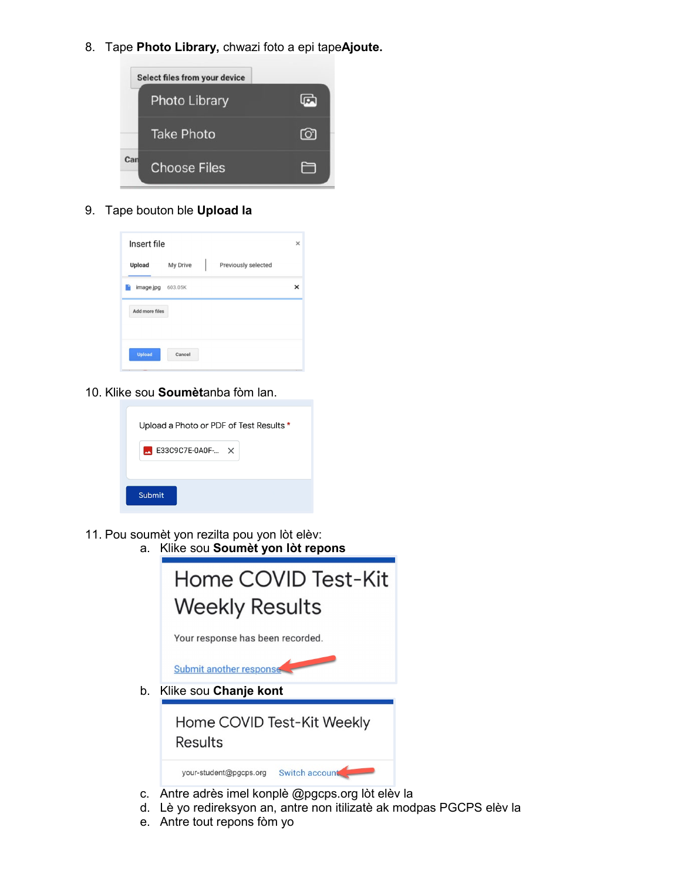8. Tape **Photo Library,** chwazi foto a epi tape**Ajoute.**

9. Tape bouton ble **Upload la**

10. Klike sou **Soumèt**anba fòm lan.

11. Pou soumèt yon rezilta pou yon lòt elèv:
    a. Klike sou **Soumèt yon lòt repons**
    b. Klike sou **Chanje kont**
    c. Antre adrès imel konplè @pgcps.org lòt elèv la
    d. Lè yo redireksyon an, antre non itilizatè ak modpas PGCPS elèv la
    e. Antre tout repons fòm yo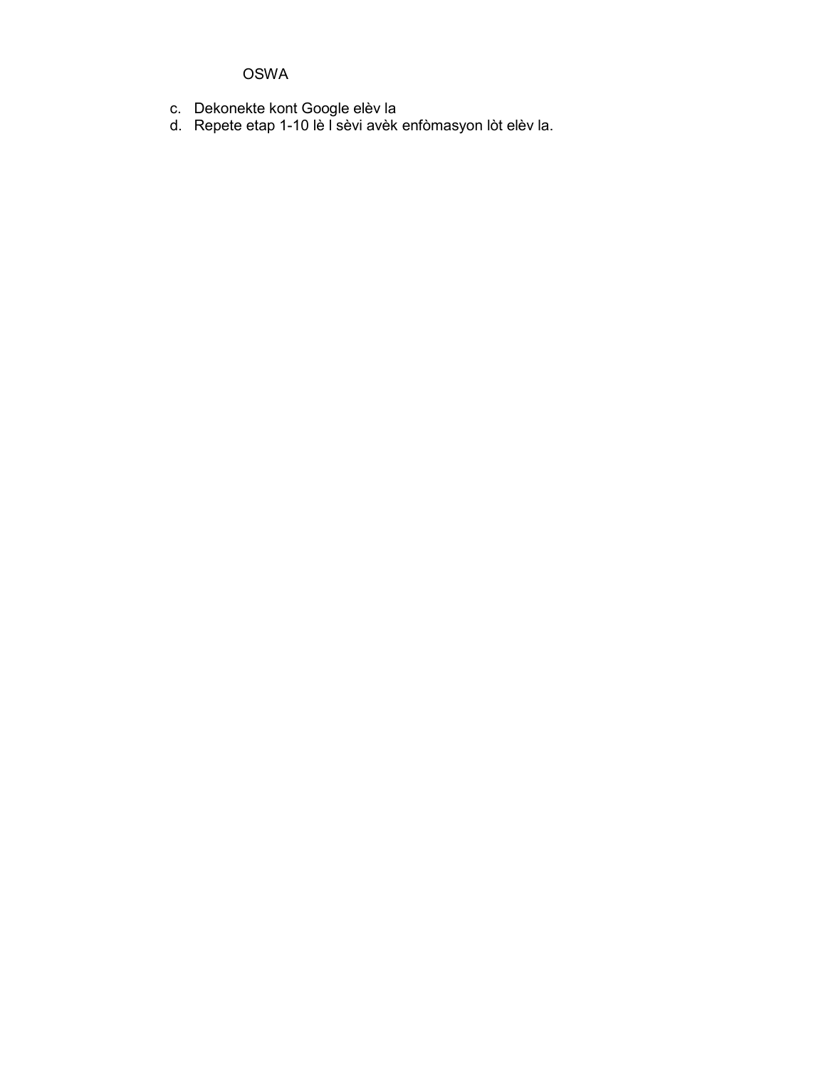OSWA

c. Dekonekte kont Google elèv la
d. Repete etap 1-10 lè l sèvi avèk enfòmasyon lòt elèv la.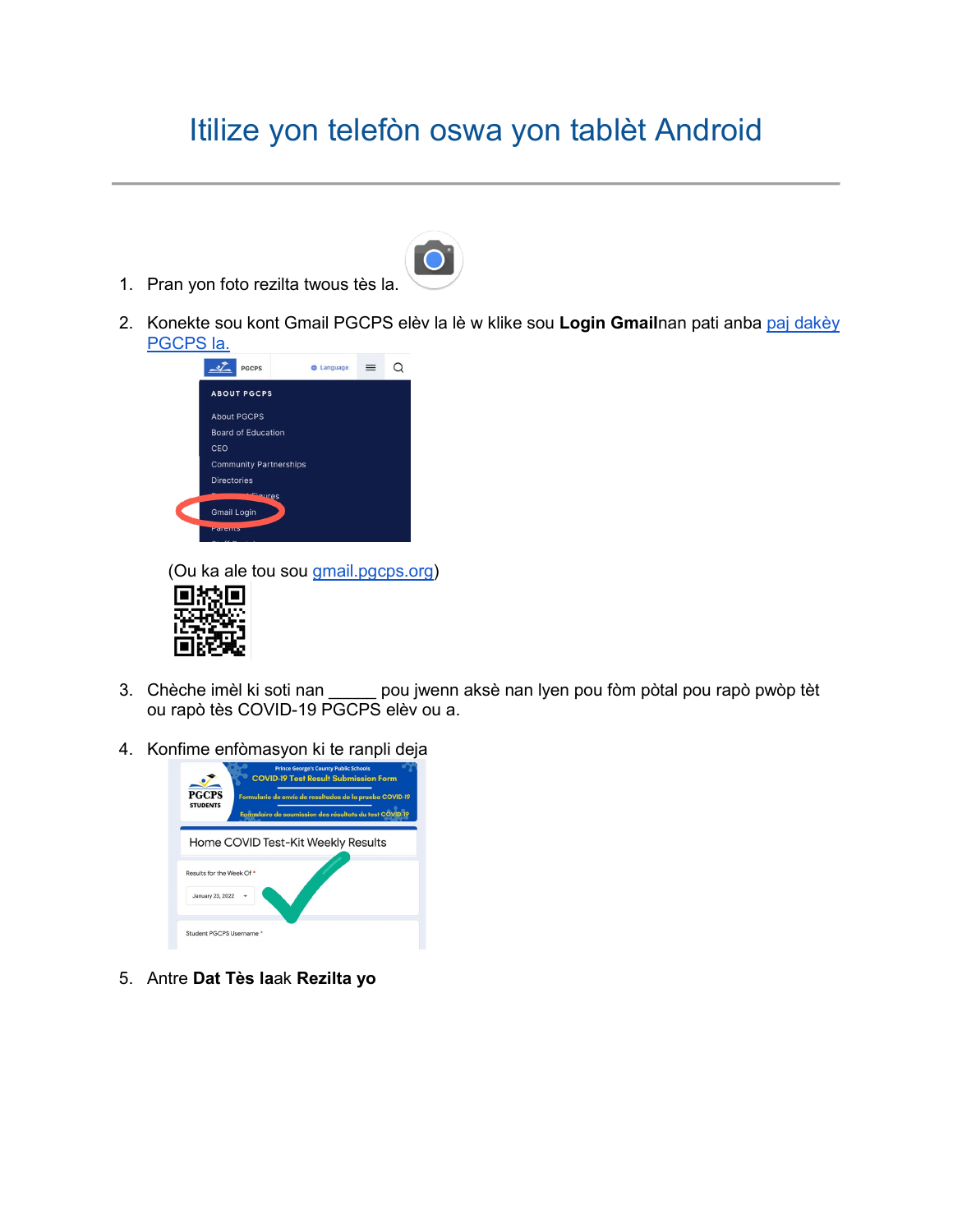# Itilize yon telefòn oswa yon tablèt Android

1. Pran yon foto rezilta twous tès la.
2. Konekte sou kont Gmail PGCPS elèv la lè w klike sou **Login Gmail**nan pati anba paj dakèy PGCPS la.

   (Ou ka ale tou sou gmail.pgcps.org)

3. Chèche imèl ki soti nan _____ pou jwenn aksè nan lyen pou fòm pòtal pou rapò pwòp tèt ou rapò tès COVID-19 PGCPS elèv ou a.
4. Konfime enfòmasyon ki te ranpli deja
5. Antre **Dat Tès la**ak **Rezilta yo**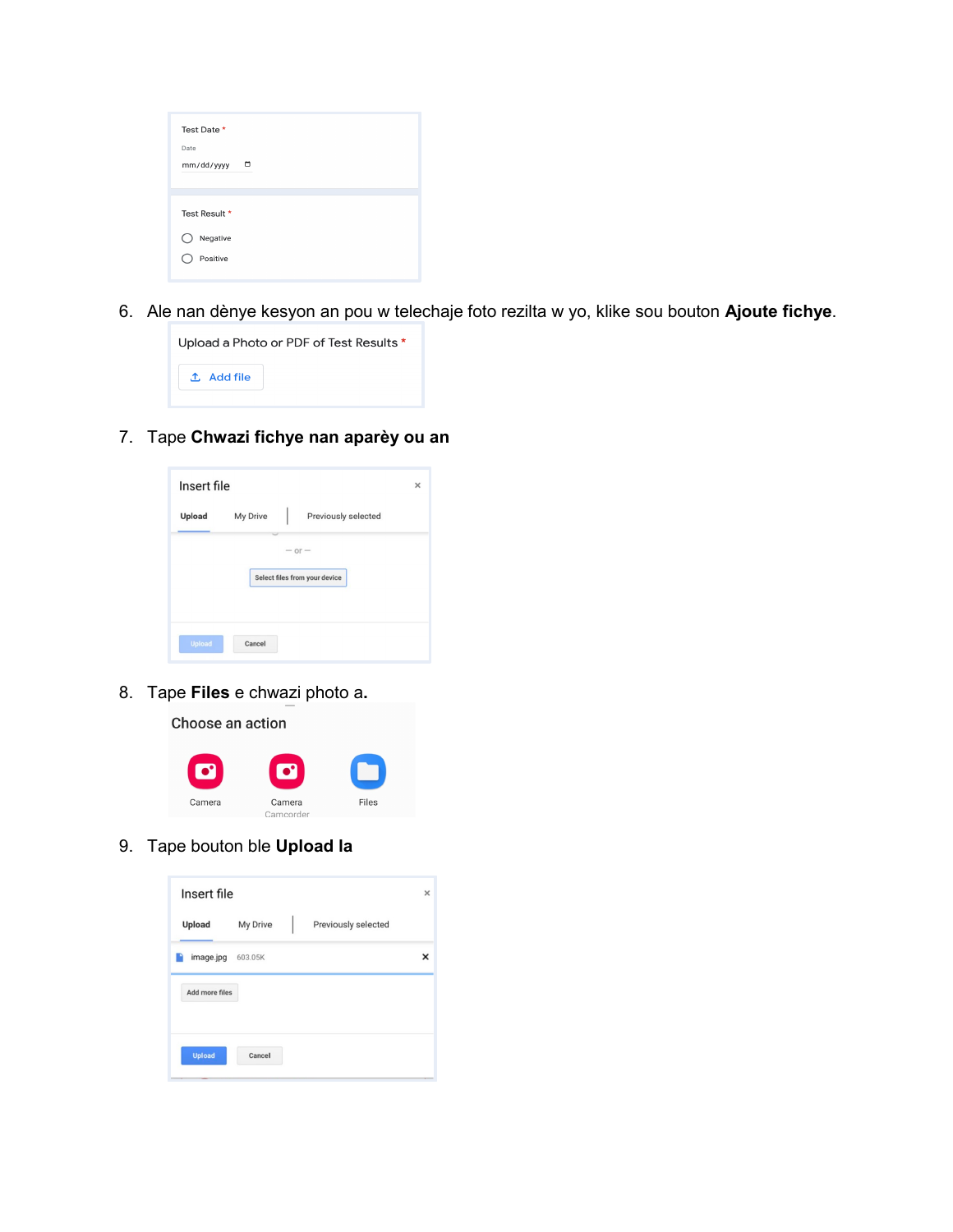Test Date *

Date

mm/dd/yyyy

Test Result *

Negative

Positive

6. Ale nan dènye kesyon an pou w telechaje foto rezilta w yo, klike sou bouton **Ajoute fichye**.

Upload a Photo or PDF of Test Results *

Add file

7. Tape **Chwazi fichye nan aparèy ou an**

Insert file

Upload | My Drive | Previously selected

— or —

Select files from your device

Upload | Cancel

8. Tape **Files** e chwazi photo a**.**

Choose an action

Camera | Camera Camcorder | Files

9. Tape bouton ble **Upload la**

Insert file

Upload | My Drive | Previously selected

image.jpg 603.05K

Add more files

Upload | Cancel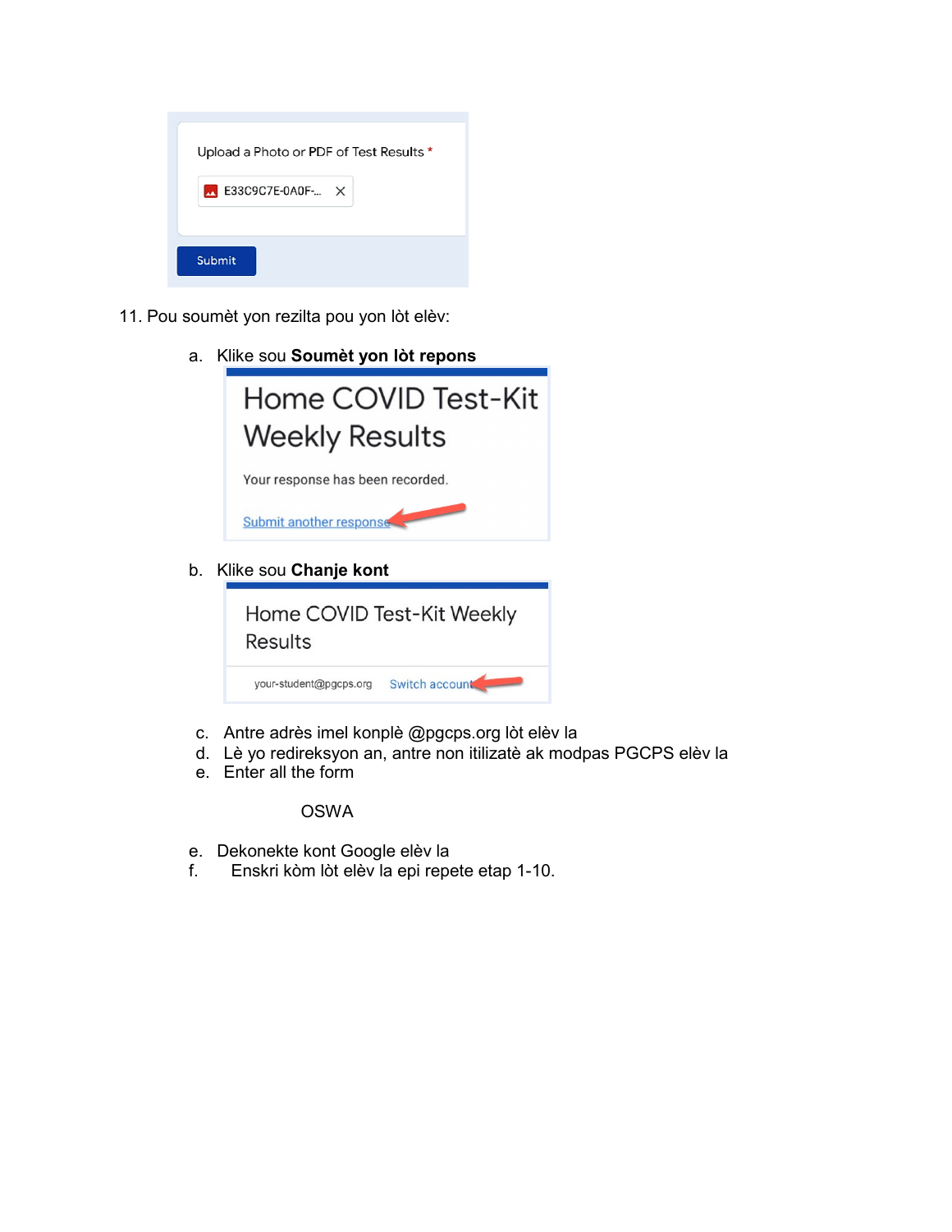Upload a Photo or PDF of Test Results *

E33C9C7E-0A0F-...

Submit

11. Pou soumèt yon rezilta pou yon lòt elèv:

    a. Klike sou **Soumèt yon lòt repons**

    Home COVID Test-Kit Weekly Results

    Your response has been recorded.

    Submit another response

    b. Klike sou **Chanje kont**

    Home COVID Test-Kit Weekly Results

    your-student@pgcps.org Switch account

    c. Antre adrès imel konplè @pgcps.org lòt elèv la
    d. Lè yo redireksyon an, antre non itilizatè ak modpas PGCPS elèv la
    e. Enter all the form

    OSWA

    e. Dekonekte kont Google elèv la
    f. Enskri kòm lòt elèv la epi repete etap 1-10.